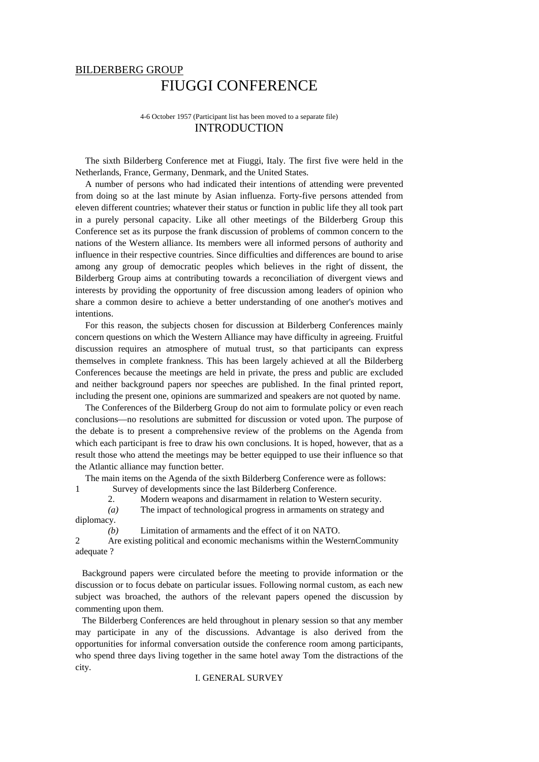BILDERBERG GROUP

# FIUGGI CONFERENCE

4-6 October 1957 (Participant list has been moved to a separate file)

## INTRODUCTION

The sixth Bilderberg Conference met at Fiuggi, Italy. The first five were held in the Netherlands, France, Germany, Denmark, and the United States.

A number of persons who had indicated their intentions of attending were prevented from doing so at the last minute by Asian influenza. Forty-five persons attended from eleven different countries; whatever their status or function in public life they all took part in a purely personal capacity. Like all other meetings of the Bilderberg Group this Conference set as its purpose the frank discussion of problems of common concern to the nations of the Western alliance. Its members were all informed persons of authority and influence in their respective countries. Since difficulties and differences are bound to arise among any group of democratic peoples which believes in the right of dissent, the Bilderberg Group aims at contributing towards a reconciliation of divergent views and interests by providing the opportunity of free discussion among leaders of opinion who share a common desire to achieve a better understanding of one another's motives and intentions.

For this reason, the subjects chosen for discussion at Bilderberg Conferences mainly concern questions on which the Western Alliance may have difficulty in agreeing. Fruitful discussion requires an atmosphere of mutual trust, so that participants can express themselves in complete frankness. This has been largely achieved at all the Bilderberg Conferences because the meetings are held in private, the press and public are excluded and neither background papers nor speeches are published. In the final printed report, including the present one, opinions are summarized and speakers are not quoted by name.

The Conferences of the Bilderberg Group do not aim to formulate policy or even reach conclusions—no resolutions are submitted for discussion or voted upon. The purpose of the debate is to present a comprehensive review of the problems on the Agenda from which each participant is free to draw his own conclusions. It is hoped, however, that as a result those who attend the meetings may be better equipped to use their influence so that the Atlantic alliance may function better.

The main items on the Agenda of the sixth Bilderberg Conference were as follows:

1 Survey of developments since the last Bilderberg Conference.

2. Modern weapons and disarmament in relation to Western security.

*(a)* The impact of technological progress in armaments on strategy and diplomacy.

*(b)* Limitation of armaments and the effect of it on NATO.

2 Are existing political and economic mechanisms within the WesternCommunity adequate ?

Background papers were circulated before the meeting to provide information or the discussion or to focus debate on particular issues. Following normal custom, as each new subject was broached, the authors of the relevant papers opened the discussion by commenting upon them.

The Bilderberg Conferences are held throughout in plenary session so that any member may participate in any of the discussions. Advantage is also derived from the opportunities for informal conversation outside the conference room among participants, who spend three days living together in the same hotel away Tom the distractions of the city.

## I. GENERAL SURVEY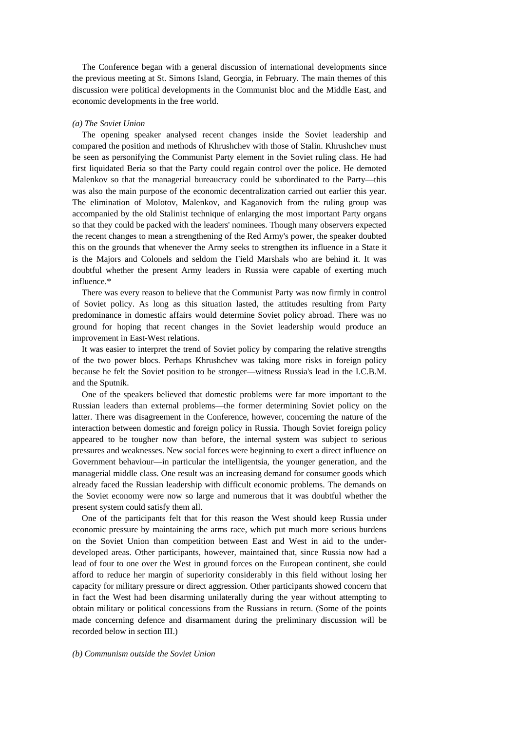The Conference began with a general discussion of international developments since the previous meeting at St. Simons Island, Georgia, in February. The main themes of this discussion were political developments in the Communist bloc and the Middle East, and economic developments in the free world.

*(a) The Soviet Union*

The opening speaker analysed recent changes inside the Soviet leadership and compared the position and methods of Khrushchev with those of Stalin. Khrushchev must be seen as personifying the Communist Party element in the Soviet ruling class. He had first liquidated Beria so that the Party could regain control over the police. He demoted Malenkov so that the managerial bureaucracy could be subordinated to the Party—this was also the main purpose of the economic decentralization carried out earlier this year. The elimination of Molotov, Malenkov, and Kaganovich from the ruling group was accompanied by the old Stalinist technique of enlarging the most important Party organs so that they could be packed with the leaders' nominees. Though many observers expected the recent changes to mean a strengthening of the Red Army's power, the speaker doubted this on the grounds that whenever the Army seeks to strengthen its influence in a State it is the Majors and Colonels and seldom the Field Marshals who are behind it. It was doubtful whether the present Army leaders in Russia were capable of exerting much influence.*

There was every reason to believe that the Communist Party was now firmly in control of Soviet policy. As long as this situation lasted, the attitudes resulting from Party predominance in domestic affairs would determine Soviet policy abroad. There was no ground for hoping that recent changes in the Soviet leadership would produce an improvement in East-West relations.

It was easier to interpret the trend of Soviet policy by comparing the relative strengths of the two power blocs. Perhaps Khrushchev was taking more risks in foreign policy because he felt the Soviet position to be stronger—witness Russia's lead in the I.C.B.M. and the Sputnik.

One of the speakers believed that domestic problems were far more important to the Russian leaders than external problems—the former determining Soviet policy on the latter. There was disagreement in the Conference, however, concerning the nature of the interaction between domestic and foreign policy in Russia. Though Soviet foreign policy appeared to be tougher now than before, the internal system was subject to serious pressures and weaknesses. New social forces were beginning to exert a direct influence on Government behaviour—in particular the intelligentsia, the younger generation, and the managerial middle class. One result was an increasing demand for consumer goods which already faced the Russian leadership with difficult economic problems. The demands on the Soviet economy were now so large and numerous that it was doubtful whether the present system could satisfy them all.

One of the participants felt that for this reason the West should keep Russia under economic pressure by maintaining the arms race, which put much more serious burdens on the Soviet Union than competition between East and West in aid to the under-developed areas. Other participants, however, maintained that, since Russia now had a lead of four to one over the West in ground forces on the European continent, she could afford to reduce her margin of superiority considerably in this field without losing her capacity for military pressure or direct aggression. Other participants showed concern that in fact the West had been disarming unilaterally during the year without attempting to obtain military or political concessions from the Russians in return. (Some of the points made concerning defence and disarmament during the preliminary discussion will be recorded below in section III.)

*(b) Communism outside the Soviet Union*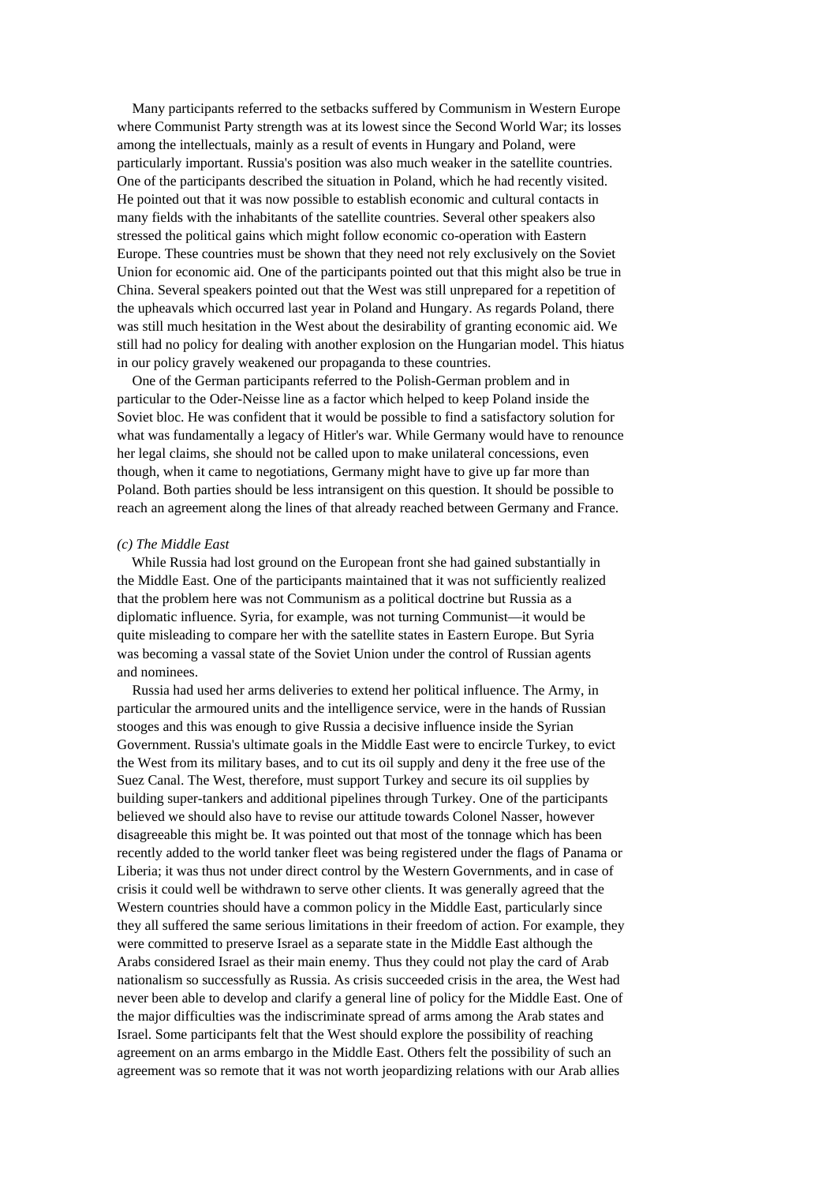Many participants referred to the setbacks suffered by Communism in Western Europe where Communist Party strength was at its lowest since the Second World War; its losses among the intellectuals, mainly as a result of events in Hungary and Poland, were particularly important. Russia's position was also much weaker in the satellite countries. One of the participants described the situation in Poland, which he had recently visited. He pointed out that it was now possible to establish economic and cultural contacts in many fields with the inhabitants of the satellite countries. Several other speakers also stressed the political gains which might follow economic co-operation with Eastern Europe. These countries must be shown that they need not rely exclusively on the Soviet Union for economic aid. One of the participants pointed out that this might also be true in China. Several speakers pointed out that the West was still unprepared for a repetition of the upheavals which occurred last year in Poland and Hungary. As regards Poland, there was still much hesitation in the West about the desirability of granting economic aid. We still had no policy for dealing with another explosion on the Hungarian model. This hiatus in our policy gravely weakened our propaganda to these countries.

One of the German participants referred to the Polish-German problem and in particular to the Oder-Neisse line as a factor which helped to keep Poland inside the Soviet bloc. He was confident that it would be possible to find a satisfactory solution for what was fundamentally a legacy of Hitler's war. While Germany would have to renounce her legal claims, she should not be called upon to make unilateral concessions, even though, when it came to negotiations, Germany might have to give up far more than Poland. Both parties should be less intransigent on this question. It should be possible to reach an agreement along the lines of that already reached between Germany and France.

*(c) The Middle East*

While Russia had lost ground on the European front she had gained substantially in the Middle East. One of the participants maintained that it was not sufficiently realized that the problem here was not Communism as a political doctrine but Russia as a diplomatic influence. Syria, for example, was not turning Communist—it would be quite misleading to compare her with the satellite states in Eastern Europe. But Syria was becoming a vassal state of the Soviet Union under the control of Russian agents and nominees.

Russia had used her arms deliveries to extend her political influence. The Army, in particular the armoured units and the intelligence service, were in the hands of Russian stooges and this was enough to give Russia a decisive influence inside the Syrian Government. Russia's ultimate goals in the Middle East were to encircle Turkey, to evict the West from its military bases, and to cut its oil supply and deny it the free use of the Suez Canal. The West, therefore, must support Turkey and secure its oil supplies by building super-tankers and additional pipelines through Turkey. One of the participants believed we should also have to revise our attitude towards Colonel Nasser, however disagreeable this might be. It was pointed out that most of the tonnage which has been recently added to the world tanker fleet was being registered under the flags of Panama or Liberia; it was thus not under direct control by the Western Governments, and in case of crisis it could well be withdrawn to serve other clients. It was generally agreed that the Western countries should have a common policy in the Middle East, particularly since they all suffered the same serious limitations in their freedom of action. For example, they were committed to preserve Israel as a separate state in the Middle East although the Arabs considered Israel as their main enemy. Thus they could not play the card of Arab nationalism so successfully as Russia. As crisis succeeded crisis in the area, the West had never been able to develop and clarify a general line of policy for the Middle East. One of the major difficulties was the indiscriminate spread of arms among the Arab states and Israel. Some participants felt that the West should explore the possibility of reaching agreement on an arms embargo in the Middle East. Others felt the possibility of such an agreement was so remote that it was not worth jeopardizing relations with our Arab allies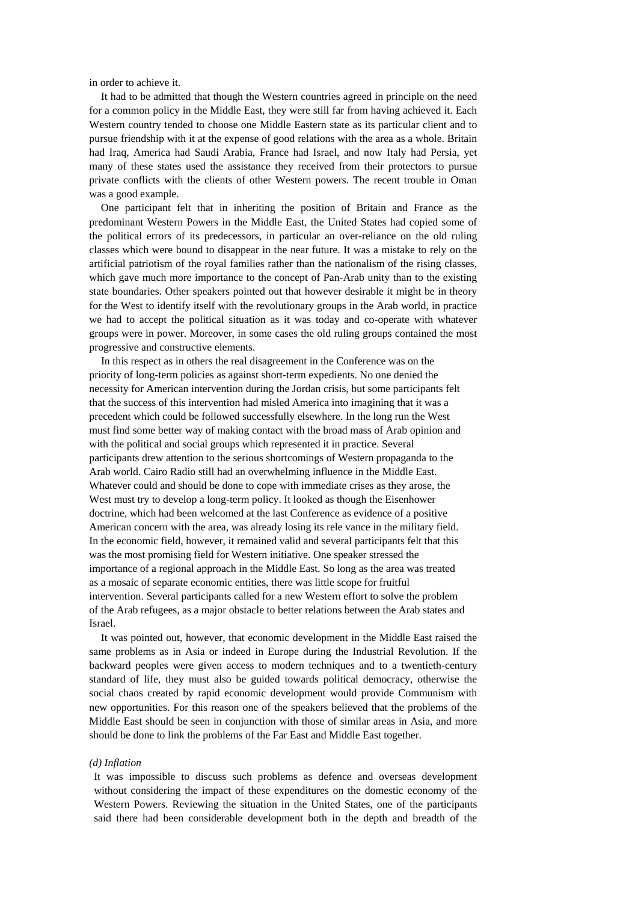in order to achieve it.

It had to be admitted that though the Western countries agreed in principle on the need for a common policy in the Middle East, they were still far from having achieved it. Each Western country tended to choose one Middle Eastern state as its particular client and to pursue friendship with it at the expense of good relations with the area as a whole. Britain had Iraq, America had Saudi Arabia, France had Israel, and now Italy had Persia, yet many of these states used the assistance they received from their protectors to pursue private conflicts with the clients of other Western powers. The recent trouble in Oman was a good example.

One participant felt that in inheriting the position of Britain and France as the predominant Western Powers in the Middle East, the United States had copied some of the political errors of its predecessors, in particular an over-reliance on the old ruling classes which were bound to disappear in the near future. It was a mistake to rely on the artificial patriotism of the royal families rather than the nationalism of the rising classes, which gave much more importance to the concept of Pan-Arab unity than to the existing state boundaries. Other speakers pointed out that however desirable it might be in theory for the West to identify itself with the revolutionary groups in the Arab world, in practice we had to accept the political situation as it was today and co-operate with whatever groups were in power. Moreover, in some cases the old ruling groups contained the most progressive and constructive elements.

In this respect as in others the real disagreement in the Conference was on the priority of long-term policies as against short-term expedients. No one denied the necessity for American intervention during the Jordan crisis, but some participants felt that the success of this intervention had misled America into imagining that it was a precedent which could be followed successfully elsewhere. In the long run the West must find some better way of making contact with the broad mass of Arab opinion and with the political and social groups which represented it in practice. Several participants drew attention to the serious shortcomings of Western propaganda to the Arab world. Cairo Radio still had an overwhelming influence in the Middle East. Whatever could and should be done to cope with immediate crises as they arose, the West must try to develop a long-term policy. It looked as though the Eisenhower doctrine, which had been welcomed at the last Conference as evidence of a positive American concern with the area, was already losing its rele vance in the military field. In the economic field, however, it remained valid and several participants felt that this was the most promising field for Western initiative. One speaker stressed the importance of a regional approach in the Middle East. So long as the area was treated as a mosaic of separate economic entities, there was little scope for fruitful intervention. Several participants called for a new Western effort to solve the problem of the Arab refugees, as a major obstacle to better relations between the Arab states and Israel.

It was pointed out, however, that economic development in the Middle East raised the same problems as in Asia or indeed in Europe during the Industrial Revolution. If the backward peoples were given access to modern techniques and to a twentieth-century standard of life, they must also be guided towards political democracy, otherwise the social chaos created by rapid economic development would provide Communism with new opportunities. For this reason one of the speakers believed that the problems of the Middle East should be seen in conjunction with those of similar areas in Asia, and more should be done to link the problems of the Far East and Middle East together.

*(d) Inflation*

It was impossible to discuss such problems as defence and overseas development without considering the impact of these expenditures on the domestic economy of the Western Powers. Reviewing the situation in the United States, one of the participants said there had been considerable development both in the depth and breadth of the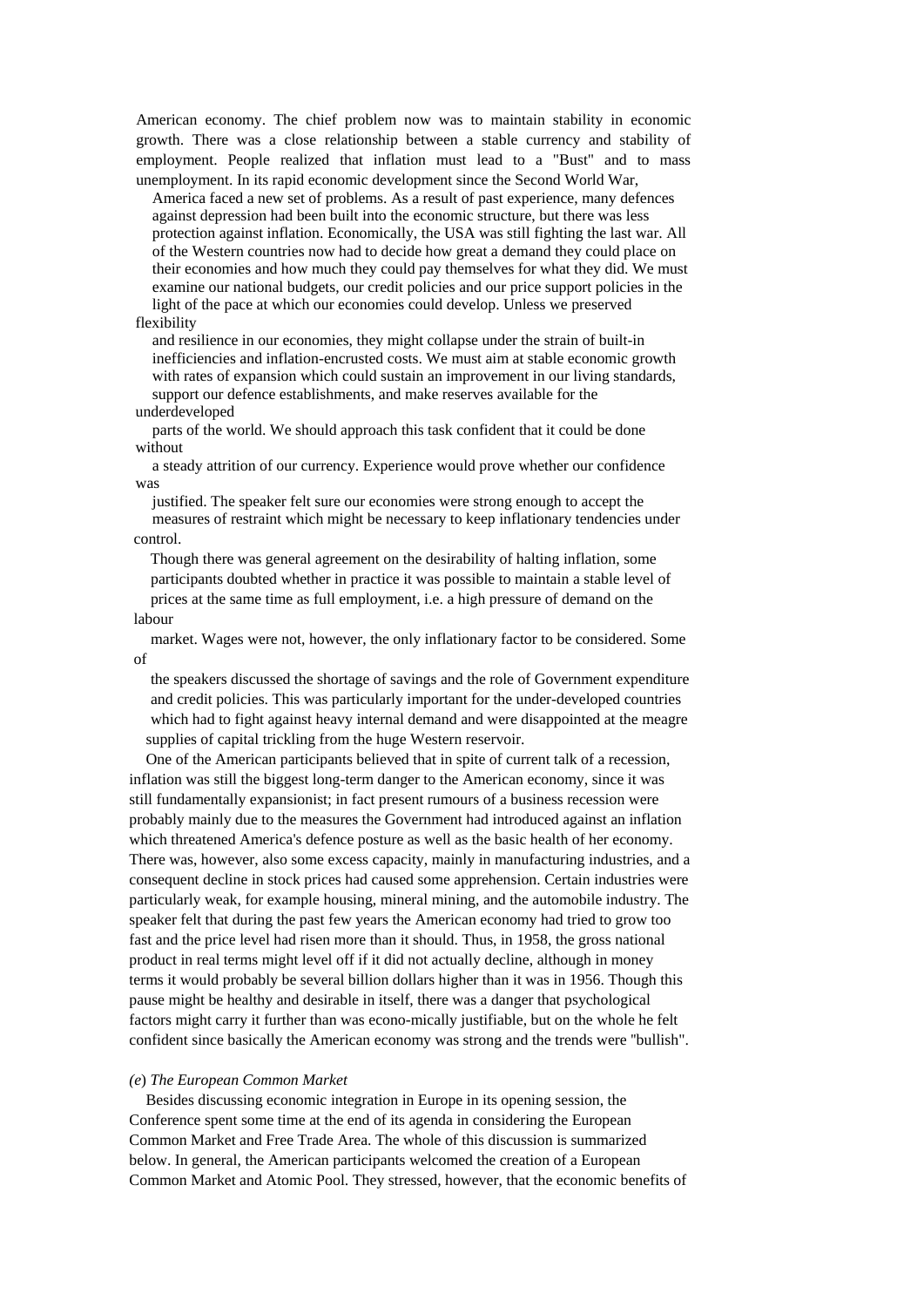American economy. The chief problem now was to maintain stability in economic growth. There was a close relationship between a stable currency and stability of employment. People realized that inflation must lead to a "Bust" and to mass unemployment. In its rapid economic development since the Second World War, America faced a new set of problems. As a result of past experience, many defences against depression had been built into the economic structure, but there was less protection against inflation. Economically, the USA was still fighting the last war. All of the Western countries now had to decide how great a demand they could place on their economies and how much they could pay themselves for what they did. We must examine our national budgets, our credit policies and our price support policies in the light of the pace at which our economies could develop. Unless we preserved flexibility and resilience in our economies, they might collapse under the strain of built-in inefficiencies and inflation-encrusted costs. We must aim at stable economic growth with rates of expansion which could sustain an improvement in our living standards, support our defence establishments, and make reserves available for the underdeveloped parts of the world. We should approach this task confident that it could be done without a steady attrition of our currency. Experience would prove whether our confidence was justified. The speaker felt sure our economies were strong enough to accept the measures of restraint which might be necessary to keep inflationary tendencies under control.

Though there was general agreement on the desirability of halting inflation, some participants doubted whether in practice it was possible to maintain a stable level of prices at the same time as full employment, i.e. a high pressure of demand on the labour market. Wages were not, however, the only inflationary factor to be considered. Some of the speakers discussed the shortage of savings and the role of Government expenditure and credit policies. This was particularly important for the under-developed countries which had to fight against heavy internal demand and were disappointed at the meagre supplies of capital trickling from the huge Western reservoir.

One of the American participants believed that in spite of current talk of a recession, inflation was still the biggest long-term danger to the American economy, since it was still fundamentally expansionist; in fact present rumours of a business recession were probably mainly due to the measures the Government had introduced against an inflation which threatened America's defence posture as well as the basic health of her economy. There was, however, also some excess capacity, mainly in manufacturing industries, and a consequent decline in stock prices had caused some apprehension. Certain industries were particularly weak, for example housing, mineral mining, and the automobile industry. The speaker felt that during the past few years the American economy had tried to grow too fast and the price level had risen more than it should. Thus, in 1958, the gross national product in real terms might level off if it did not actually decline, although in money terms it would probably be several billion dollars higher than it was in 1956. Though this pause might be healthy and desirable in itself, there was a danger that psychological factors might carry it further than was econo-mically justifiable, but on the whole he felt confident since basically the American economy was strong and the trends were "bullish".

*(e) The European Common Market*

Besides discussing economic integration in Europe in its opening session, the Conference spent some time at the end of its agenda in considering the European Common Market and Free Trade Area. The whole of this discussion is summarized below. In general, the American participants welcomed the creation of a European Common Market and Atomic Pool. They stressed, however, that the economic benefits of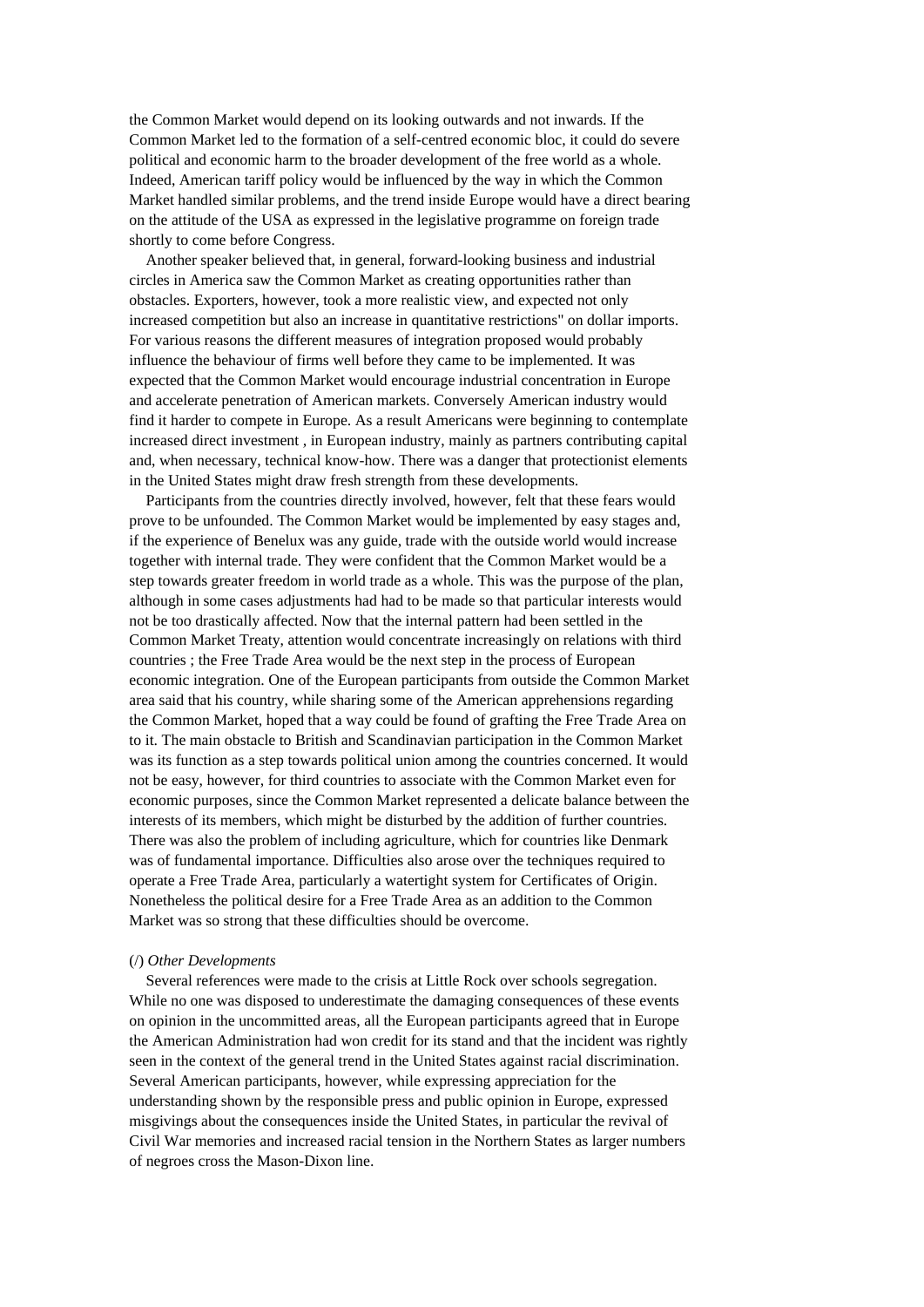the Common Market would depend on its looking outwards and not inwards. If the Common Market led to the formation of a self-centred economic bloc, it could do severe political and economic harm to the broader development of the free world as a whole. Indeed, American tariff policy would be influenced by the way in which the Common Market handled similar problems, and the trend inside Europe would have a direct bearing on the attitude of the USA as expressed in the legislative programme on foreign trade shortly to come before Congress.

Another speaker believed that, in general, forward-looking business and industrial circles in America saw the Common Market as creating opportunities rather than obstacles. Exporters, however, took a more realistic view, and expected not only increased competition but also an increase in quantitative restrictions" on dollar imports. For various reasons the different measures of integration proposed would probably influence the behaviour of firms well before they came to be implemented. It was expected that the Common Market would encourage industrial concentration in Europe and accelerate penetration of American markets. Conversely American industry would find it harder to compete in Europe. As a result Americans were beginning to contemplate increased direct investment , in European industry, mainly as partners contributing capital and, when necessary, technical know-how. There was a danger that protectionist elements in the United States might draw fresh strength from these developments.

Participants from the countries directly involved, however, felt that these fears would prove to be unfounded. The Common Market would be implemented by easy stages and, if the experience of Benelux was any guide, trade with the outside world would increase together with internal trade. They were confident that the Common Market would be a step towards greater freedom in world trade as a whole. This was the purpose of the plan, although in some cases adjustments had had to be made so that particular interests would not be too drastically affected. Now that the internal pattern had been settled in the Common Market Treaty, attention would concentrate increasingly on relations with third countries ; the Free Trade Area would be the next step in the process of European economic integration. One of the European participants from outside the Common Market area said that his country, while sharing some of the American apprehensions regarding the Common Market, hoped that a way could be found of grafting the Free Trade Area on to it. The main obstacle to British and Scandinavian participation in the Common Market was its function as a step towards political union among the countries concerned. It would not be easy, however, for third countries to associate with the Common Market even for economic purposes, since the Common Market represented a delicate balance between the interests of its members, which might be disturbed by the addition of further countries. There was also the problem of including agriculture, which for countries like Denmark was of fundamental importance. Difficulties also arose over the techniques required to operate a Free Trade Area, particularly a watertight system for Certificates of Origin. Nonetheless the political desire for a Free Trade Area as an addition to the Common Market was so strong that these difficulties should be overcome.

(/) *Other Developments*

Several references were made to the crisis at Little Rock over schools segregation. While no one was disposed to underestimate the damaging consequences of these events on opinion in the uncommitted areas, all the European participants agreed that in Europe the American Administration had won credit for its stand and that the incident was rightly seen in the context of the general trend in the United States against racial discrimination. Several American participants, however, while expressing appreciation for the understanding shown by the responsible press and public opinion in Europe, expressed misgivings about the consequences inside the United States, in particular the revival of Civil War memories and increased racial tension in the Northern States as larger numbers of negroes cross the Mason-Dixon line.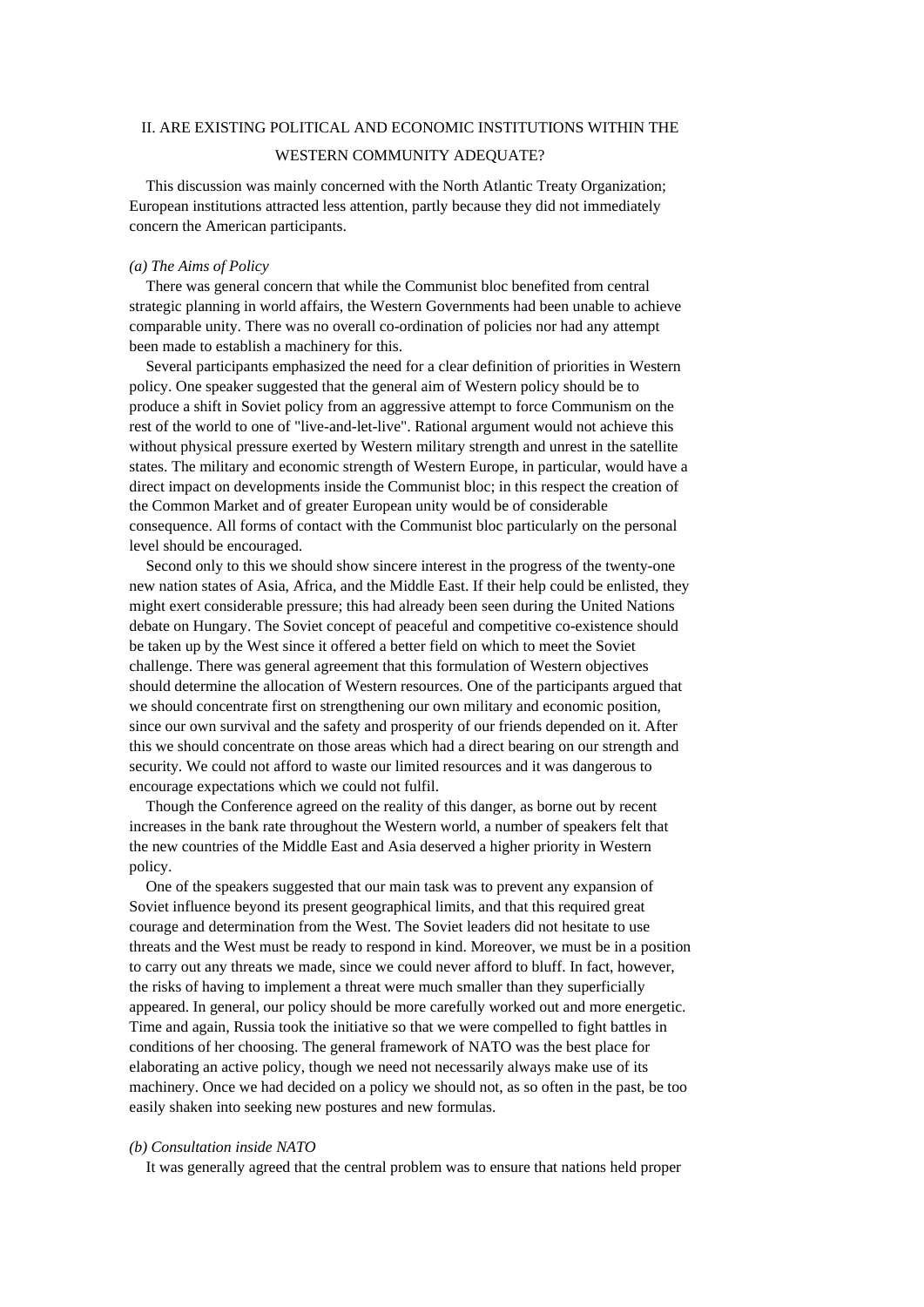## II. ARE EXISTING POLITICAL AND ECONOMIC INSTITUTIONS WITHIN THE WESTERN COMMUNITY ADEQUATE?

This discussion was mainly concerned with the North Atlantic Treaty Organization; European institutions attracted less attention, partly because they did not immediately concern the American participants.

### *(a) The Aims of Policy*

There was general concern that while the Communist bloc benefited from central strategic planning in world affairs, the Western Governments had been unable to achieve comparable unity. There was no overall co-ordination of policies nor had any attempt been made to establish a machinery for this.

Several participants emphasized the need for a clear definition of priorities in Western policy. One speaker suggested that the general aim of Western policy should be to produce a shift in Soviet policy from an aggressive attempt to force Communism on the rest of the world to one of "live-and-let-live". Rational argument would not achieve this without physical pressure exerted by Western military strength and unrest in the satellite states. The military and economic strength of Western Europe, in particular, would have a direct impact on developments inside the Communist bloc; in this respect the creation of the Common Market and of greater European unity would be of considerable consequence. All forms of contact with the Communist bloc particularly on the personal level should be encouraged.

Second only to this we should show sincere interest in the progress of the twenty-one new nation states of Asia, Africa, and the Middle East. If their help could be enlisted, they might exert considerable pressure; this had already been seen during the United Nations debate on Hungary. The Soviet concept of peaceful and competitive co-existence should be taken up by the West since it offered a better field on which to meet the Soviet challenge. There was general agreement that this formulation of Western objectives should determine the allocation of Western resources. One of the participants argued that we should concentrate first on strengthening our own military and economic position, since our own survival and the safety and prosperity of our friends depended on it. After this we should concentrate on those areas which had a direct bearing on our strength and security. We could not afford to waste our limited resources and it was dangerous to encourage expectations which we could not fulfil.

Though the Conference agreed on the reality of this danger, as borne out by recent increases in the bank rate throughout the Western world, a number of speakers felt that the new countries of the Middle East and Asia deserved a higher priority in Western policy.

One of the speakers suggested that our main task was to prevent any expansion of Soviet influence beyond its present geographical limits, and that this required great courage and determination from the West. The Soviet leaders did not hesitate to use threats and the West must be ready to respond in kind. Moreover, we must be in a position to carry out any threats we made, since we could never afford to bluff. In fact, however, the risks of having to implement a threat were much smaller than they superficially appeared. In general, our policy should be more carefully worked out and more energetic. Time and again, Russia took the initiative so that we were compelled to fight battles in conditions of her choosing. The general framework of NATO was the best place for elaborating an active policy, though we need not necessarily always make use of its machinery. Once we had decided on a policy we should not, as so often in the past, be too easily shaken into seeking new postures and new formulas.

### *(b) Consultation inside NATO*

It was generally agreed that the central problem was to ensure that nations held proper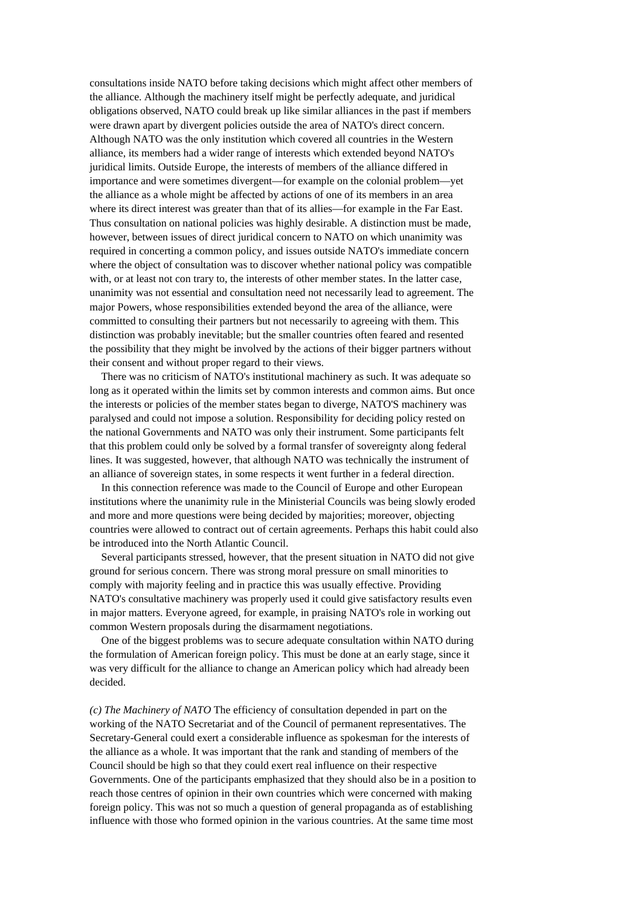consultations inside NATO before taking decisions which might affect other members of the alliance. Although the machinery itself might be perfectly adequate, and juridical obligations observed, NATO could break up like similar alliances in the past if members were drawn apart by divergent policies outside the area of NATO's direct concern. Although NATO was the only institution which covered all countries in the Western alliance, its members had a wider range of interests which extended beyond NATO's juridical limits. Outside Europe, the interests of members of the alliance differed in importance and were sometimes divergent—for example on the colonial problem—yet the alliance as a whole might be affected by actions of one of its members in an area where its direct interest was greater than that of its allies—for example in the Far East. Thus consultation on national policies was highly desirable. A distinction must be made, however, between issues of direct juridical concern to NATO on which unanimity was required in concerting a common policy, and issues outside NATO's immediate concern where the object of consultation was to discover whether national policy was compatible with, or at least not con trary to, the interests of other member states. In the latter case, unanimity was not essential and consultation need not necessarily lead to agreement. The major Powers, whose responsibilities extended beyond the area of the alliance, were committed to consulting their partners but not necessarily to agreeing with them. This distinction was probably inevitable; but the smaller countries often feared and resented the possibility that they might be involved by the actions of their bigger partners without their consent and without proper regard to their views.

There was no criticism of NATO's institutional machinery as such. It was adequate so long as it operated within the limits set by common interests and common aims. But once the interests or policies of the member states began to diverge, NATO'S machinery was paralysed and could not impose a solution. Responsibility for deciding policy rested on the national Governments and NATO was only their instrument. Some participants felt that this problem could only be solved by a formal transfer of sovereignty along federal lines. It was suggested, however, that although NATO was technically the instrument of an alliance of sovereign states, in some respects it went further in a federal direction.

In this connection reference was made to the Council of Europe and other European institutions where the unanimity rule in the Ministerial Councils was being slowly eroded and more and more questions were being decided by majorities; moreover, objecting countries were allowed to contract out of certain agreements. Perhaps this habit could also be introduced into the North Atlantic Council.

Several participants stressed, however, that the present situation in NATO did not give ground for serious concern. There was strong moral pressure on small minorities to comply with majority feeling and in practice this was usually effective. Providing NATO's consultative machinery was properly used it could give satisfactory results even in major matters. Everyone agreed, for example, in praising NATO's role in working out common Western proposals during the disarmament negotiations.

One of the biggest problems was to secure adequate consultation within NATO during the formulation of American foreign policy. This must be done at an early stage, since it was very difficult for the alliance to change an American policy which had already been decided.

*(c) The Machinery of NATO* The efficiency of consultation depended in part on the working of the NATO Secretariat and of the Council of permanent representatives. The Secretary-General could exert a considerable influence as spokesman for the interests of the alliance as a whole. It was important that the rank and standing of members of the Council should be high so that they could exert real influence on their respective Governments. One of the participants emphasized that they should also be in a position to reach those centres of opinion in their own countries which were concerned with making foreign policy. This was not so much a question of general propaganda as of establishing influence with those who formed opinion in the various countries. At the same time most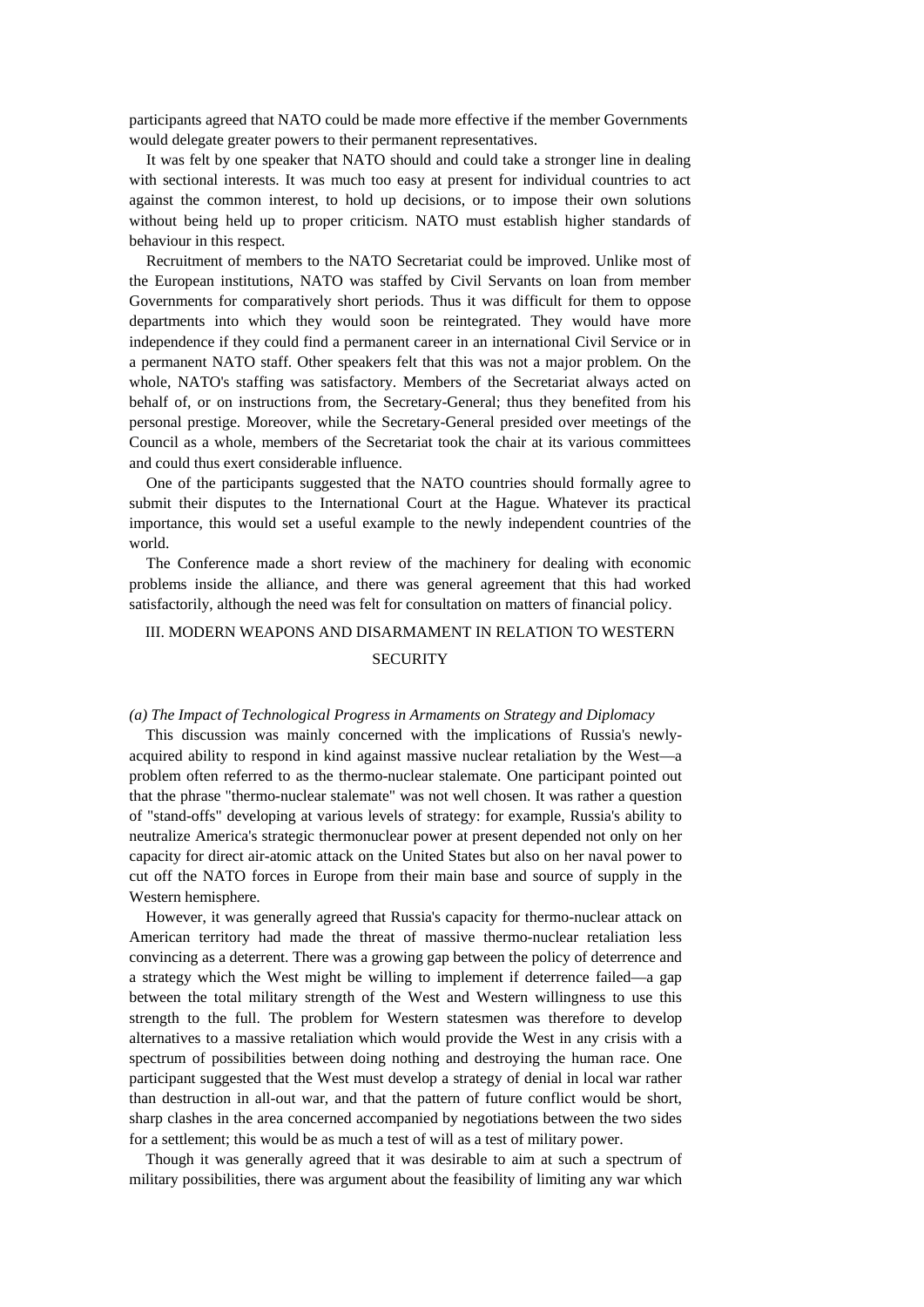participants agreed that NATO could be made more effective if the member Governments would delegate greater powers to their permanent representatives.

It was felt by one speaker that NATO should and could take a stronger line in dealing with sectional interests. It was much too easy at present for individual countries to act against the common interest, to hold up decisions, or to impose their own solutions without being held up to proper criticism. NATO must establish higher standards of behaviour in this respect.

Recruitment of members to the NATO Secretariat could be improved. Unlike most of the European institutions, NATO was staffed by Civil Servants on loan from member Governments for comparatively short periods. Thus it was difficult for them to oppose departments into which they would soon be reintegrated. They would have more independence if they could find a permanent career in an international Civil Service or in a permanent NATO staff. Other speakers felt that this was not a major problem. On the whole, NATO's staffing was satisfactory. Members of the Secretariat always acted on behalf of, or on instructions from, the Secretary-General; thus they benefited from his personal prestige. Moreover, while the Secretary-General presided over meetings of the Council as a whole, members of the Secretariat took the chair at its various committees and could thus exert considerable influence.

One of the participants suggested that the NATO countries should formally agree to submit their disputes to the International Court at the Hague. Whatever its practical importance, this would set a useful example to the newly independent countries of the world.

The Conference made a short review of the machinery for dealing with economic problems inside the alliance, and there was general agreement that this had worked satisfactorily, although the need was felt for consultation on matters of financial policy.

## III. MODERN WEAPONS AND DISARMAMENT IN RELATION TO WESTERN SECURITY

### *(a) The Impact of Technological Progress in Armaments on Strategy and Diplomacy*

This discussion was mainly concerned with the implications of Russia's newly-acquired ability to respond in kind against massive nuclear retaliation by the West—a problem often referred to as the thermo-nuclear stalemate. One participant pointed out that the phrase "thermo-nuclear stalemate" was not well chosen. It was rather a question of "stand-offs" developing at various levels of strategy: for example, Russia's ability to neutralize America's strategic thermonuclear power at present depended not only on her capacity for direct air-atomic attack on the United States but also on her naval power to cut off the NATO forces in Europe from their main base and source of supply in the Western hemisphere.

However, it was generally agreed that Russia's capacity for thermo-nuclear attack on American territory had made the threat of massive thermo-nuclear retaliation less convincing as a deterrent. There was a growing gap between the policy of deterrence and a strategy which the West might be willing to implement if deterrence failed—a gap between the total military strength of the West and Western willingness to use this strength to the full. The problem for Western statesmen was therefore to develop alternatives to a massive retaliation which would provide the West in any crisis with a spectrum of possibilities between doing nothing and destroying the human race. One participant suggested that the West must develop a strategy of denial in local war rather than destruction in all-out war, and that the pattern of future conflict would be short, sharp clashes in the area concerned accompanied by negotiations between the two sides for a settlement; this would be as much a test of will as a test of military power.

Though it was generally agreed that it was desirable to aim at such a spectrum of military possibilities, there was argument about the feasibility of limiting any war which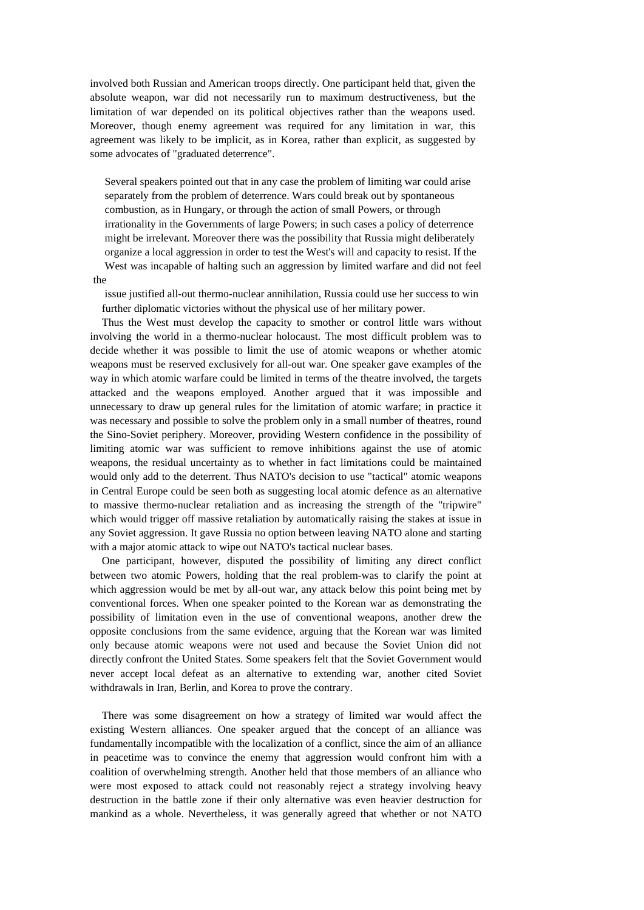involved both Russian and American troops directly. One participant held that, given the absolute weapon, war did not necessarily run to maximum destructiveness, but the limitation of war depended on its political objectives rather than the weapons used. Moreover, though enemy agreement was required for any limitation in war, this agreement was likely to be implicit, as in Korea, rather than explicit, as suggested by some advocates of "graduated deterrence".

Several speakers pointed out that in any case the problem of limiting war could arise separately from the problem of deterrence. Wars could break out by spontaneous combustion, as in Hungary, or through the action of small Powers, or through irrationality in the Governments of large Powers; in such cases a policy of deterrence might be irrelevant. Moreover there was the possibility that Russia might deliberately organize a local aggression in order to test the West's will and capacity to resist. If the West was incapable of halting such an aggression by limited warfare and did not feel the issue justified all-out thermo-nuclear annihilation, Russia could use her success to win further diplomatic victories without the physical use of her military power.

Thus the West must develop the capacity to smother or control little wars without involving the world in a thermo-nuclear holocaust. The most difficult problem was to decide whether it was possible to limit the use of atomic weapons or whether atomic weapons must be reserved exclusively for all-out war. One speaker gave examples of the way in which atomic warfare could be limited in terms of the theatre involved, the targets attacked and the weapons employed. Another argued that it was impossible and unnecessary to draw up general rules for the limitation of atomic warfare; in practice it was necessary and possible to solve the problem only in a small number of theatres, round the Sino-Soviet periphery. Moreover, providing Western confidence in the possibility of limiting atomic war was sufficient to remove inhibitions against the use of atomic weapons, the residual uncertainty as to whether in fact limitations could be maintained would only add to the deterrent. Thus NATO's decision to use "tactical" atomic weapons in Central Europe could be seen both as suggesting local atomic defence as an alternative to massive thermo-nuclear retaliation and as increasing the strength of the "tripwire" which would trigger off massive retaliation by automatically raising the stakes at issue in any Soviet aggression. It gave Russia no option between leaving NATO alone and starting with a major atomic attack to wipe out NATO's tactical nuclear bases.

One participant, however, disputed the possibility of limiting any direct conflict between two atomic Powers, holding that the real problem-was to clarify the point at which aggression would be met by all-out war, any attack below this point being met by conventional forces. When one speaker pointed to the Korean war as demonstrating the possibility of limitation even in the use of conventional weapons, another drew the opposite conclusions from the same evidence, arguing that the Korean war was limited only because atomic weapons were not used and because the Soviet Union did not directly confront the United States. Some speakers felt that the Soviet Government would never accept local defeat as an alternative to extending war, another cited Soviet withdrawals in Iran, Berlin, and Korea to prove the contrary.

There was some disagreement on how a strategy of limited war would affect the existing Western alliances. One speaker argued that the concept of an alliance was fundamentally incompatible with the localization of a conflict, since the aim of an alliance in peacetime was to convince the enemy that aggression would confront him with a coalition of overwhelming strength. Another held that those members of an alliance who were most exposed to attack could not reasonably reject a strategy involving heavy destruction in the battle zone if their only alternative was even heavier destruction for mankind as a whole. Nevertheless, it was generally agreed that whether or not NATO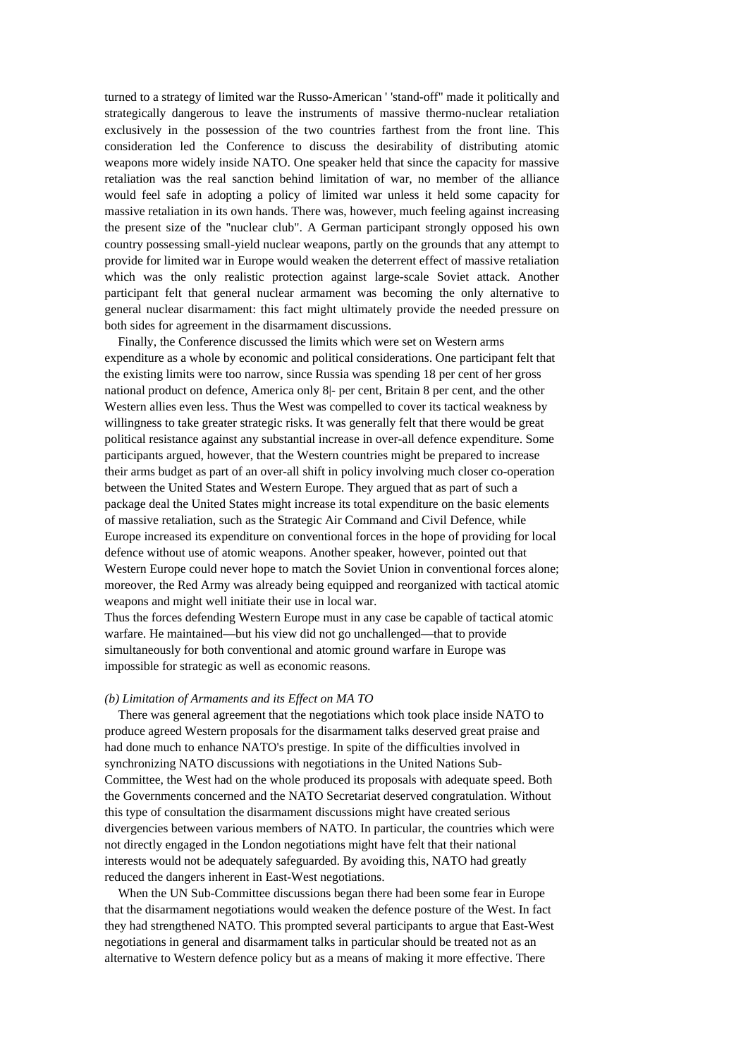turned to a strategy of limited war the Russo-American ' 'stand-off" made it politically and strategically dangerous to leave the instruments of massive thermo-nuclear retaliation exclusively in the possession of the two countries farthest from the front line. This consideration led the Conference to discuss the desirability of distributing atomic weapons more widely inside NATO. One speaker held that since the capacity for massive retaliation was the real sanction behind limitation of war, no member of the alliance would feel safe in adopting a policy of limited war unless it held some capacity for massive retaliation in its own hands. There was, however, much feeling against increasing the present size of the "nuclear club". A German participant strongly opposed his own country possessing small-yield nuclear weapons, partly on the grounds that any attempt to provide for limited war in Europe would weaken the deterrent effect of massive retaliation which was the only realistic protection against large-scale Soviet attack. Another participant felt that general nuclear armament was becoming the only alternative to general nuclear disarmament: this fact might ultimately provide the needed pressure on both sides for agreement in the disarmament discussions.

Finally, the Conference discussed the limits which were set on Western arms expenditure as a whole by economic and political considerations. One participant felt that the existing limits were too narrow, since Russia was spending 18 per cent of her gross national product on defence, America only 8|- per cent, Britain 8 per cent, and the other Western allies even less. Thus the West was compelled to cover its tactical weakness by willingness to take greater strategic risks. It was generally felt that there would be great political resistance against any substantial increase in over-all defence expenditure. Some participants argued, however, that the Western countries might be prepared to increase their arms budget as part of an over-all shift in policy involving much closer co-operation between the United States and Western Europe. They argued that as part of such a package deal the United States might increase its total expenditure on the basic elements of massive retaliation, such as the Strategic Air Command and Civil Defence, while Europe increased its expenditure on conventional forces in the hope of providing for local defence without use of atomic weapons. Another speaker, however, pointed out that Western Europe could never hope to match the Soviet Union in conventional forces alone; moreover, the Red Army was already being equipped and reorganized with tactical atomic weapons and might well initiate their use in local war.

Thus the forces defending Western Europe must in any case be capable of tactical atomic warfare. He maintained—but his view did not go unchallenged—that to provide simultaneously for both conventional and atomic ground warfare in Europe was impossible for strategic as well as economic reasons.

*(b) Limitation of Armaments and its Effect on MA TO*

There was general agreement that the negotiations which took place inside NATO to produce agreed Western proposals for the disarmament talks deserved great praise and had done much to enhance NATO's prestige. In spite of the difficulties involved in synchronizing NATO discussions with negotiations in the United Nations Sub-Committee, the West had on the whole produced its proposals with adequate speed. Both the Governments concerned and the NATO Secretariat deserved congratulation. Without this type of consultation the disarmament discussions might have created serious divergencies between various members of NATO. In particular, the countries which were not directly engaged in the London negotiations might have felt that their national interests would not be adequately safeguarded. By avoiding this, NATO had greatly reduced the dangers inherent in East-West negotiations.

When the UN Sub-Committee discussions began there had been some fear in Europe that the disarmament negotiations would weaken the defence posture of the West. In fact they had strengthened NATO. This prompted several participants to argue that East-West negotiations in general and disarmament talks in particular should be treated not as an alternative to Western defence policy but as a means of making it more effective. There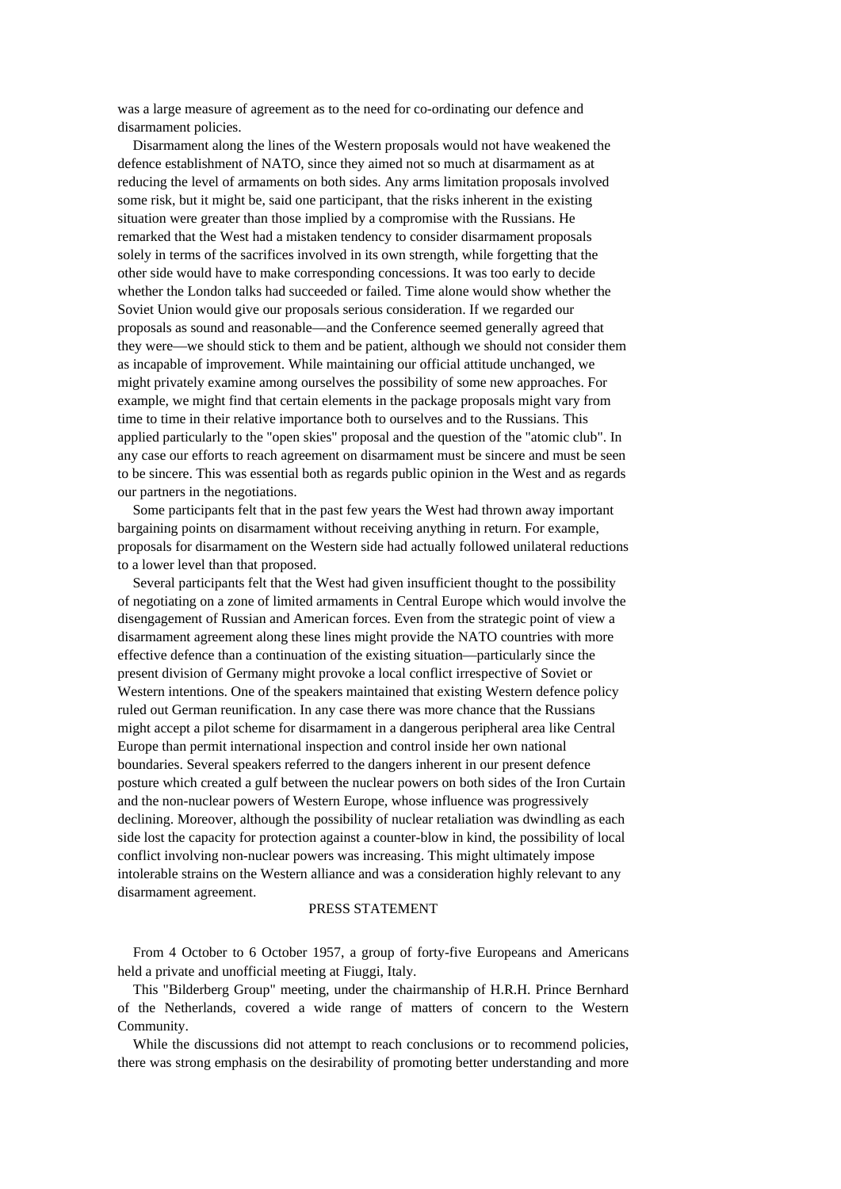was a large measure of agreement as to the need for co-ordinating our defence and disarmament policies.

Disarmament along the lines of the Western proposals would not have weakened the defence establishment of NATO, since they aimed not so much at disarmament as at reducing the level of armaments on both sides. Any arms limitation proposals involved some risk, but it might be, said one participant, that the risks inherent in the existing situation were greater than those implied by a compromise with the Russians. He remarked that the West had a mistaken tendency to consider disarmament proposals solely in terms of the sacrifices involved in its own strength, while forgetting that the other side would have to make corresponding concessions. It was too early to decide whether the London talks had succeeded or failed. Time alone would show whether the Soviet Union would give our proposals serious consideration. If we regarded our proposals as sound and reasonable—and the Conference seemed generally agreed that they were—we should stick to them and be patient, although we should not consider them as incapable of improvement. While maintaining our official attitude unchanged, we might privately examine among ourselves the possibility of some new approaches. For example, we might find that certain elements in the package proposals might vary from time to time in their relative importance both to ourselves and to the Russians. This applied particularly to the "open skies" proposal and the question of the "atomic club". In any case our efforts to reach agreement on disarmament must be sincere and must be seen to be sincere. This was essential both as regards public opinion in the West and as regards our partners in the negotiations.

Some participants felt that in the past few years the West had thrown away important bargaining points on disarmament without receiving anything in return. For example, proposals for disarmament on the Western side had actually followed unilateral reductions to a lower level than that proposed.

Several participants felt that the West had given insufficient thought to the possibility of negotiating on a zone of limited armaments in Central Europe which would involve the disengagement of Russian and American forces. Even from the strategic point of view a disarmament agreement along these lines might provide the NATO countries with more effective defence than a continuation of the existing situation—particularly since the present division of Germany might provoke a local conflict irrespective of Soviet or Western intentions. One of the speakers maintained that existing Western defence policy ruled out German reunification. In any case there was more chance that the Russians might accept a pilot scheme for disarmament in a dangerous peripheral area like Central Europe than permit international inspection and control inside her own national boundaries. Several speakers referred to the dangers inherent in our present defence posture which created a gulf between the nuclear powers on both sides of the Iron Curtain and the non-nuclear powers of Western Europe, whose influence was progressively declining. Moreover, although the possibility of nuclear retaliation was dwindling as each side lost the capacity for protection against a counter-blow in kind, the possibility of local conflict involving non-nuclear powers was increasing. This might ultimately impose intolerable strains on the Western alliance and was a consideration highly relevant to any disarmament agreement.

## PRESS STATEMENT

From 4 October to 6 October 1957, a group of forty-five Europeans and Americans held a private and unofficial meeting at Fiuggi, Italy.

This "Bilderberg Group" meeting, under the chairmanship of H.R.H. Prince Bernhard of the Netherlands, covered a wide range of matters of concern to the Western Community.

While the discussions did not attempt to reach conclusions or to recommend policies, there was strong emphasis on the desirability of promoting better understanding and more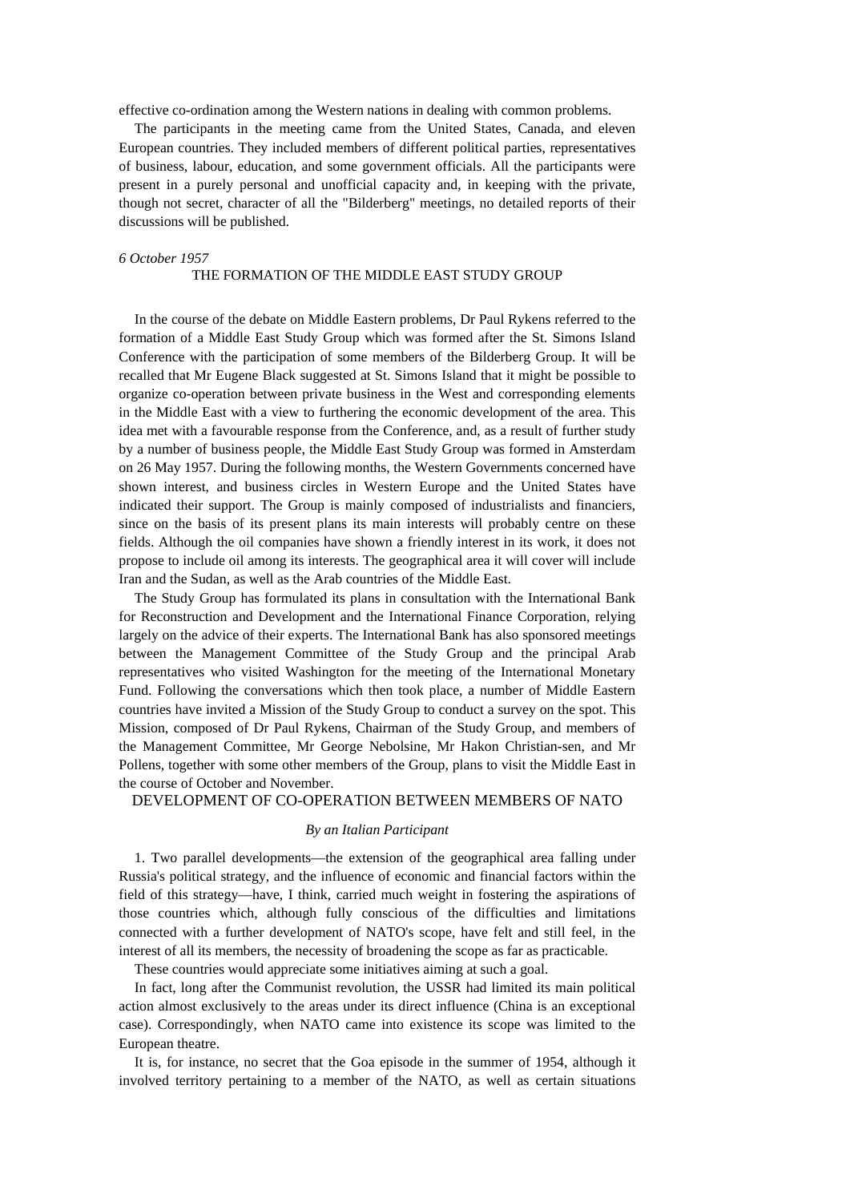effective co-ordination among the Western nations in dealing with common problems.

The participants in the meeting came from the United States, Canada, and eleven European countries. They included members of different political parties, representatives of business, labour, education, and some government officials. All the participants were present in a purely personal and unofficial capacity and, in keeping with the private, though not secret, character of all the "Bilderberg" meetings, no detailed reports of their discussions will be published.

*6 October 1957*

## THE FORMATION OF THE MIDDLE EAST STUDY GROUP

In the course of the debate on Middle Eastern problems, Dr Paul Rykens referred to the formation of a Middle East Study Group which was formed after the St. Simons Island Conference with the participation of some members of the Bilderberg Group. It will be recalled that Mr Eugene Black suggested at St. Simons Island that it might be possible to organize co-operation between private business in the West and corresponding elements in the Middle East with a view to furthering the economic development of the area. This idea met with a favourable response from the Conference, and, as a result of further study by a number of business people, the Middle East Study Group was formed in Amsterdam on 26 May 1957. During the following months, the Western Governments concerned have shown interest, and business circles in Western Europe and the United States have indicated their support. The Group is mainly composed of industrialists and financiers, since on the basis of its present plans its main interests will probably centre on these fields. Although the oil companies have shown a friendly interest in its work, it does not propose to include oil among its interests. The geographical area it will cover will include Iran and the Sudan, as well as the Arab countries of the Middle East.

The Study Group has formulated its plans in consultation with the International Bank for Reconstruction and Development and the International Finance Corporation, relying largely on the advice of their experts. The International Bank has also sponsored meetings between the Management Committee of the Study Group and the principal Arab representatives who visited Washington for the meeting of the International Monetary Fund. Following the conversations which then took place, a number of Middle Eastern countries have invited a Mission of the Study Group to conduct a survey on the spot. This Mission, composed of Dr Paul Rykens, Chairman of the Study Group, and members of the Management Committee, Mr George Nebolsine, Mr Hakon Christian-sen, and Mr Pollens, together with some other members of the Group, plans to visit the Middle East in the course of October and November.

## DEVELOPMENT OF CO-OPERATION BETWEEN MEMBERS OF NATO

*By an Italian Participant*

1. Two parallel developments—the extension of the geographical area falling under Russia's political strategy, and the influence of economic and financial factors within the field of this strategy—have, I think, carried much weight in fostering the aspirations of those countries which, although fully conscious of the difficulties and limitations connected with a further development of NATO's scope, have felt and still feel, in the interest of all its members, the necessity of broadening the scope as far as practicable.

These countries would appreciate some initiatives aiming at such a goal.

In fact, long after the Communist revolution, the USSR had limited its main political action almost exclusively to the areas under its direct influence (China is an exceptional case). Correspondingly, when NATO came into existence its scope was limited to the European theatre.

It is, for instance, no secret that the Goa episode in the summer of 1954, although it involved territory pertaining to a member of the NATO, as well as certain situations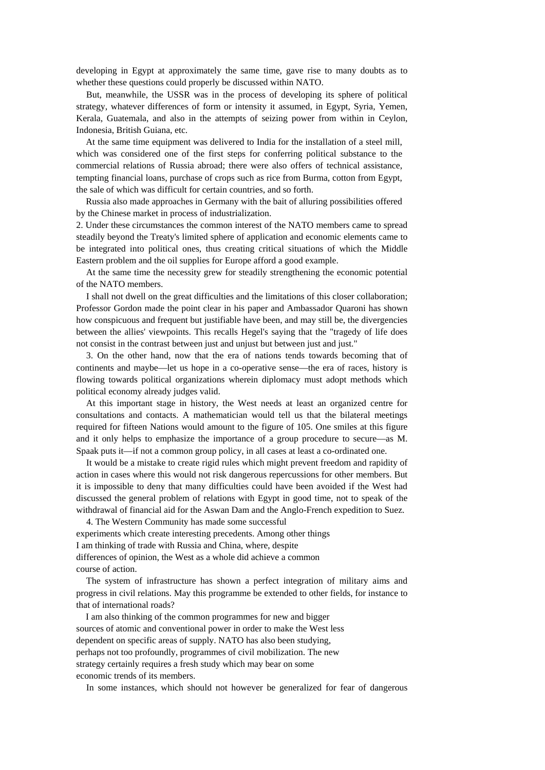developing in Egypt at approximately the same time, gave rise to many doubts as to whether these questions could properly be discussed within NATO.

But, meanwhile, the USSR was in the process of developing its sphere of political strategy, whatever differences of form or intensity it assumed, in Egypt, Syria, Yemen, Kerala, Guatemala, and also in the attempts of seizing power from within in Ceylon, Indonesia, British Guiana, etc.

At the same time equipment was delivered to India for the installation of a steel mill, which was considered one of the first steps for conferring political substance to the commercial relations of Russia abroad; there were also offers of technical assistance, tempting financial loans, purchase of crops such as rice from Burma, cotton from Egypt, the sale of which was difficult for certain countries, and so forth.

Russia also made approaches in Germany with the bait of alluring possibilities offered by the Chinese market in process of industrialization.

2. Under these circumstances the common interest of the NATO members came to spread steadily beyond the Treaty's limited sphere of application and economic elements came to be integrated into political ones, thus creating critical situations of which the Middle Eastern problem and the oil supplies for Europe afford a good example.

At the same time the necessity grew for steadily strengthening the economic potential of the NATO members.

I shall not dwell on the great difficulties and the limitations of this closer collaboration; Professor Gordon made the point clear in his paper and Ambassador Quaroni has shown how conspicuous and frequent but justifiable have been, and may still be, the divergencies between the allies' viewpoints. This recalls Hegel's saying that the "tragedy of life does not consist in the contrast between just and unjust but between just and just."

3. On the other hand, now that the era of nations tends towards becoming that of continents and maybe—let us hope in a co-operative sense—the era of races, history is flowing towards political organizations wherein diplomacy must adopt methods which political economy already judges valid.

At this important stage in history, the West needs at least an organized centre for consultations and contacts. A mathematician would tell us that the bilateral meetings required for fifteen Nations would amount to the figure of 105. One smiles at this figure and it only helps to emphasize the importance of a group procedure to secure—as M. Spaak puts it—if not a common group policy, in all cases at least a co-ordinated one.

It would be a mistake to create rigid rules which might prevent freedom and rapidity of action in cases where this would not risk dangerous repercussions for other members. But it is impossible to deny that many difficulties could have been avoided if the West had discussed the general problem of relations with Egypt in good time, not to speak of the withdrawal of financial aid for the Aswan Dam and the Anglo-French expedition to Suez.

4. The Western Community has made some successful experiments which create interesting precedents. Among other things I am thinking of trade with Russia and China, where, despite differences of opinion, the West as a whole did achieve a common course of action.

The system of infrastructure has shown a perfect integration of military aims and progress in civil relations. May this programme be extended to other fields, for instance to that of international roads?

I am also thinking of the common programmes for new and bigger sources of atomic and conventional power in order to make the West less dependent on specific areas of supply. NATO has also been studying, perhaps not too profoundly, programmes of civil mobilization. The new strategy certainly requires a fresh study which may bear on some economic trends of its members.

In some instances, which should not however be generalized for fear of dangerous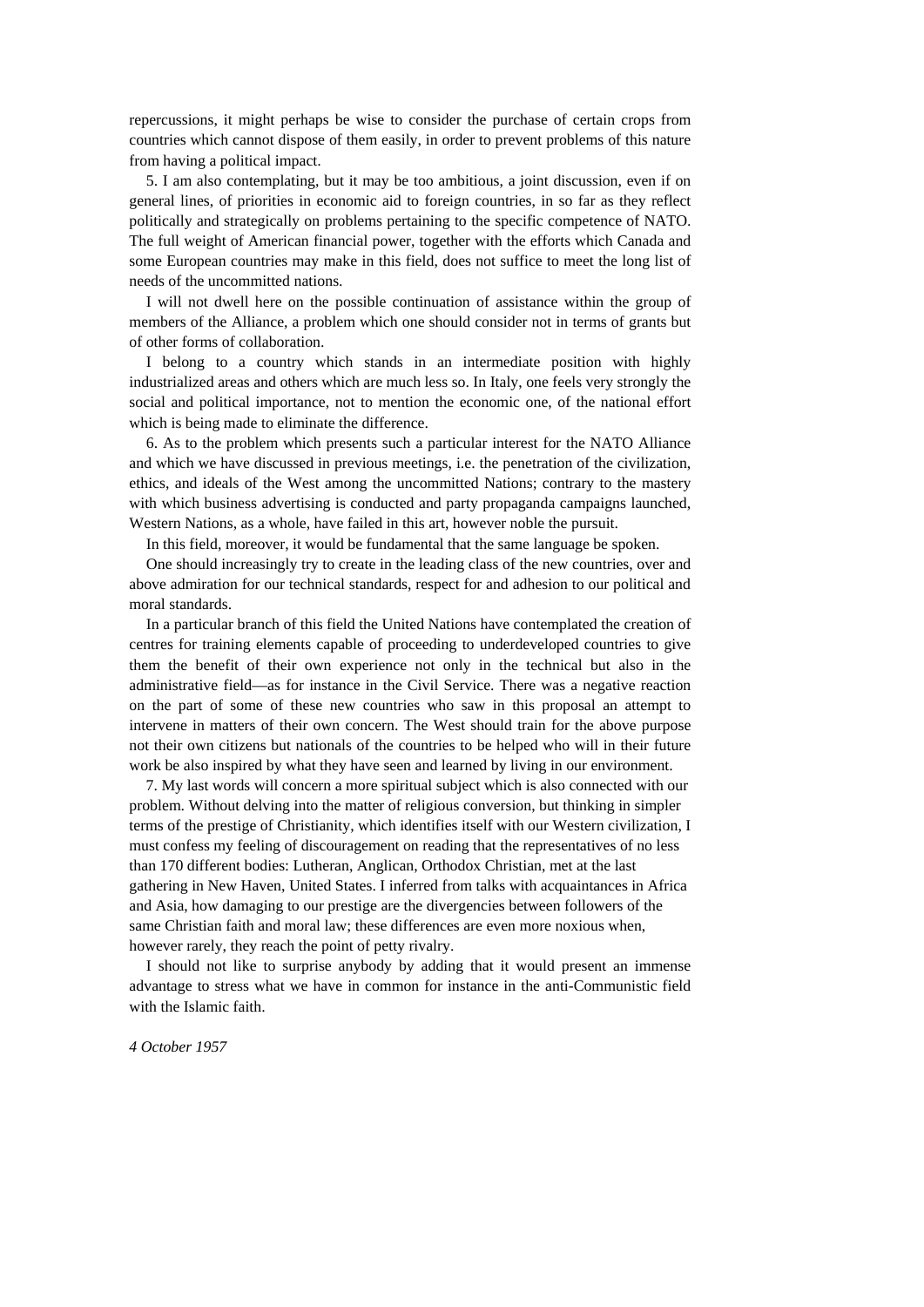repercussions, it might perhaps be wise to consider the purchase of certain crops from countries which cannot dispose of them easily, in order to prevent problems of this nature from having a political impact.

5. I am also contemplating, but it may be too ambitious, a joint discussion, even if on general lines, of priorities in economic aid to foreign countries, in so far as they reflect politically and strategically on problems pertaining to the specific competence of NATO. The full weight of American financial power, together with the efforts which Canada and some European countries may make in this field, does not suffice to meet the long list of needs of the uncommitted nations.

I will not dwell here on the possible continuation of assistance within the group of members of the Alliance, a problem which one should consider not in terms of grants but of other forms of collaboration.

I belong to a country which stands in an intermediate position with highly industrialized areas and others which are much less so. In Italy, one feels very strongly the social and political importance, not to mention the economic one, of the national effort which is being made to eliminate the difference.

6. As to the problem which presents such a particular interest for the NATO Alliance and which we have discussed in previous meetings, i.e. the penetration of the civilization, ethics, and ideals of the West among the uncommitted Nations; contrary to the mastery with which business advertising is conducted and party propaganda campaigns launched, Western Nations, as a whole, have failed in this art, however noble the pursuit.

In this field, moreover, it would be fundamental that the same language be spoken.

One should increasingly try to create in the leading class of the new countries, over and above admiration for our technical standards, respect for and adhesion to our political and moral standards.

In a particular branch of this field the United Nations have contemplated the creation of centres for training elements capable of proceeding to underdeveloped countries to give them the benefit of their own experience not only in the technical but also in the administrative field—as for instance in the Civil Service. There was a negative reaction on the part of some of these new countries who saw in this proposal an attempt to intervene in matters of their own concern. The West should train for the above purpose not their own citizens but nationals of the countries to be helped who will in their future work be also inspired by what they have seen and learned by living in our environment.

7. My last words will concern a more spiritual subject which is also connected with our problem. Without delving into the matter of religious conversion, but thinking in simpler terms of the prestige of Christianity, which identifies itself with our Western civilization, I must confess my feeling of discouragement on reading that the representatives of no less than 170 different bodies: Lutheran, Anglican, Orthodox Christian, met at the last gathering in New Haven, United States. I inferred from talks with acquaintances in Africa and Asia, how damaging to our prestige are the divergencies between followers of the same Christian faith and moral law; these differences are even more noxious when, however rarely, they reach the point of petty rivalry.

I should not like to surprise anybody by adding that it would present an immense advantage to stress what we have in common for instance in the anti-Communistic field with the Islamic faith.

*4 October 1957*